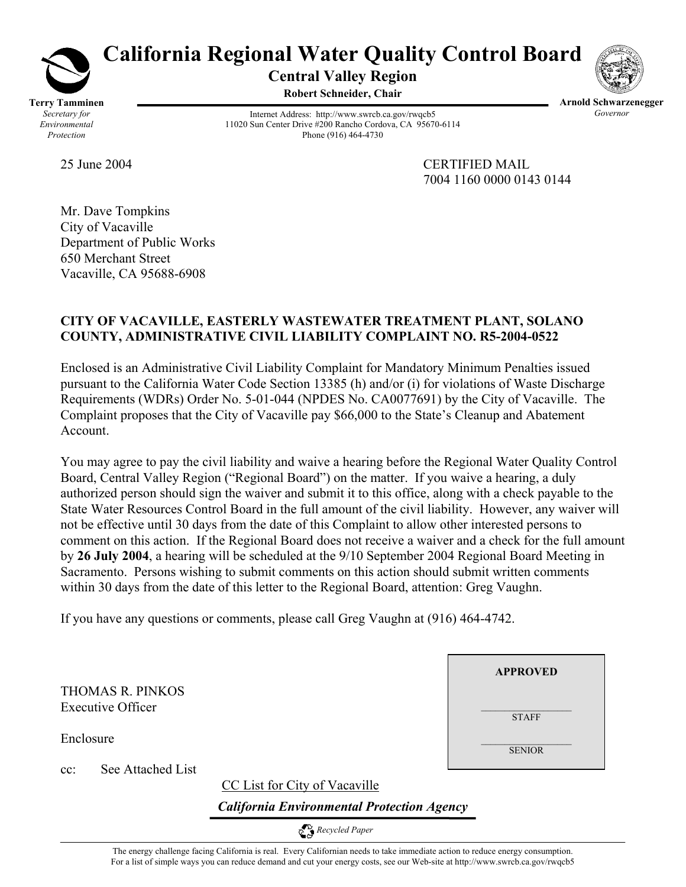# California Regional Water Quality Control Board

**Central Valley Region**

**Robert Schneider, Chair**

**Terry Tamminen**
*Secretary for Environmental Protection*

Internet Address: http://www.swrcb.ca.gov/rwqcb5
11020 Sun Center Drive #200 Rancho Cordova, CA 95670-6114
Phone (916) 464-4730

**Arnold Schwarzenegger**
*Governor*

25 June 2004

CERTIFIED MAIL
7004 1160 0000 0143 0144

Mr. Dave Tompkins
City of Vacaville
Department of Public Works
650 Merchant Street
Vacaville, CA 95688-6908

**CITY OF VACAVILLE, EASTERLY WASTEWATER TREATMENT PLANT, SOLANO COUNTY, ADMINISTRATIVE CIVIL LIABILITY COMPLAINT NO. R5-2004-0522**

Enclosed is an Administrative Civil Liability Complaint for Mandatory Minimum Penalties issued pursuant to the California Water Code Section 13385 (h) and/or (i) for violations of Waste Discharge Requirements (WDRs) Order No. 5-01-044 (NPDES No. CA0077691) by the City of Vacaville. The Complaint proposes that the City of Vacaville pay $66,000 to the State's Cleanup and Abatement Account.

You may agree to pay the civil liability and waive a hearing before the Regional Water Quality Control Board, Central Valley Region ("Regional Board") on the matter. If you waive a hearing, a duly authorized person should sign the waiver and submit it to this office, along with a check payable to the State Water Resources Control Board in the full amount of the civil liability. However, any waiver will not be effective until 30 days from the date of this Complaint to allow other interested persons to comment on this action. If the Regional Board does not receive a waiver and a check for the full amount by **26 July 2004**, a hearing will be scheduled at the 9/10 September 2004 Regional Board Meeting in Sacramento. Persons wishing to submit comments on this action should submit written comments within 30 days from the date of this letter to the Regional Board, attention: Greg Vaughn.

If you have any questions or comments, please call Greg Vaughn at (916) 464-4742.

THOMAS R. PINKOS
Executive Officer

Enclosure

cc: See Attached List

| **APPROVED** |
| --- |
| ________________ STAFF |
| ________________ SENIOR |

CC List for City of Vacaville

*California Environmental Protection Agency*

*Recycled Paper*

The energy challenge facing California is real. Every Californian needs to take immediate action to reduce energy consumption. For a list of simple ways you can reduce demand and cut your energy costs, see our Web-site at http://www.swrcb.ca.gov/rwqcb5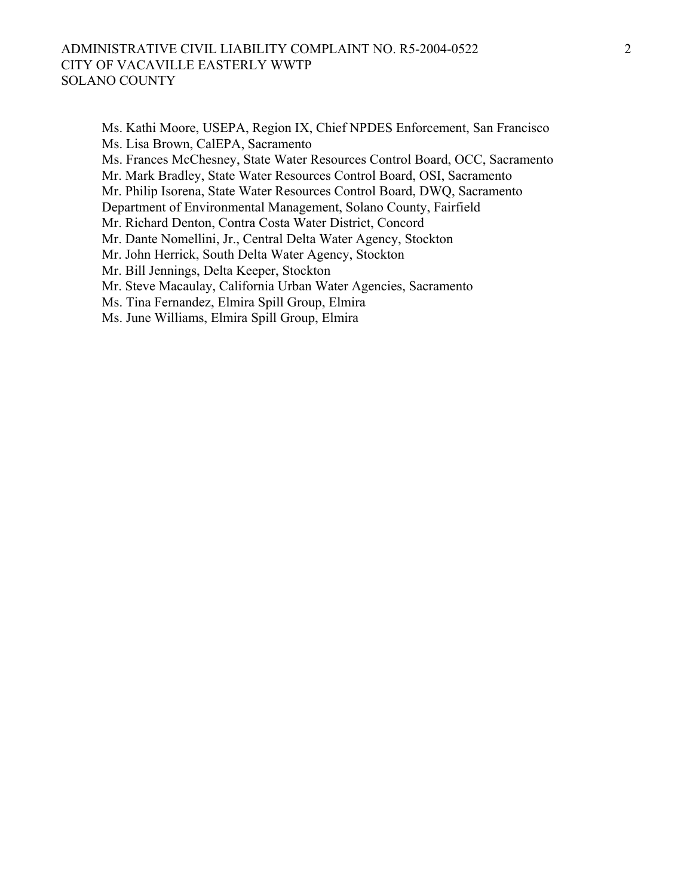Ms. Kathi Moore, USEPA, Region IX, Chief NPDES Enforcement, San Francisco
Ms. Lisa Brown, CalEPA, Sacramento
Ms. Frances McChesney, State Water Resources Control Board, OCC, Sacramento
Mr. Mark Bradley, State Water Resources Control Board, OSI, Sacramento
Mr. Philip Isorena, State Water Resources Control Board, DWQ, Sacramento
Department of Environmental Management, Solano County, Fairfield
Mr. Richard Denton, Contra Costa Water District, Concord
Mr. Dante Nomellini, Jr., Central Delta Water Agency, Stockton
Mr. John Herrick, South Delta Water Agency, Stockton
Mr. Bill Jennings, Delta Keeper, Stockton
Mr. Steve Macaulay, California Urban Water Agencies, Sacramento
Ms. Tina Fernandez, Elmira Spill Group, Elmira
Ms. June Williams, Elmira Spill Group, Elmira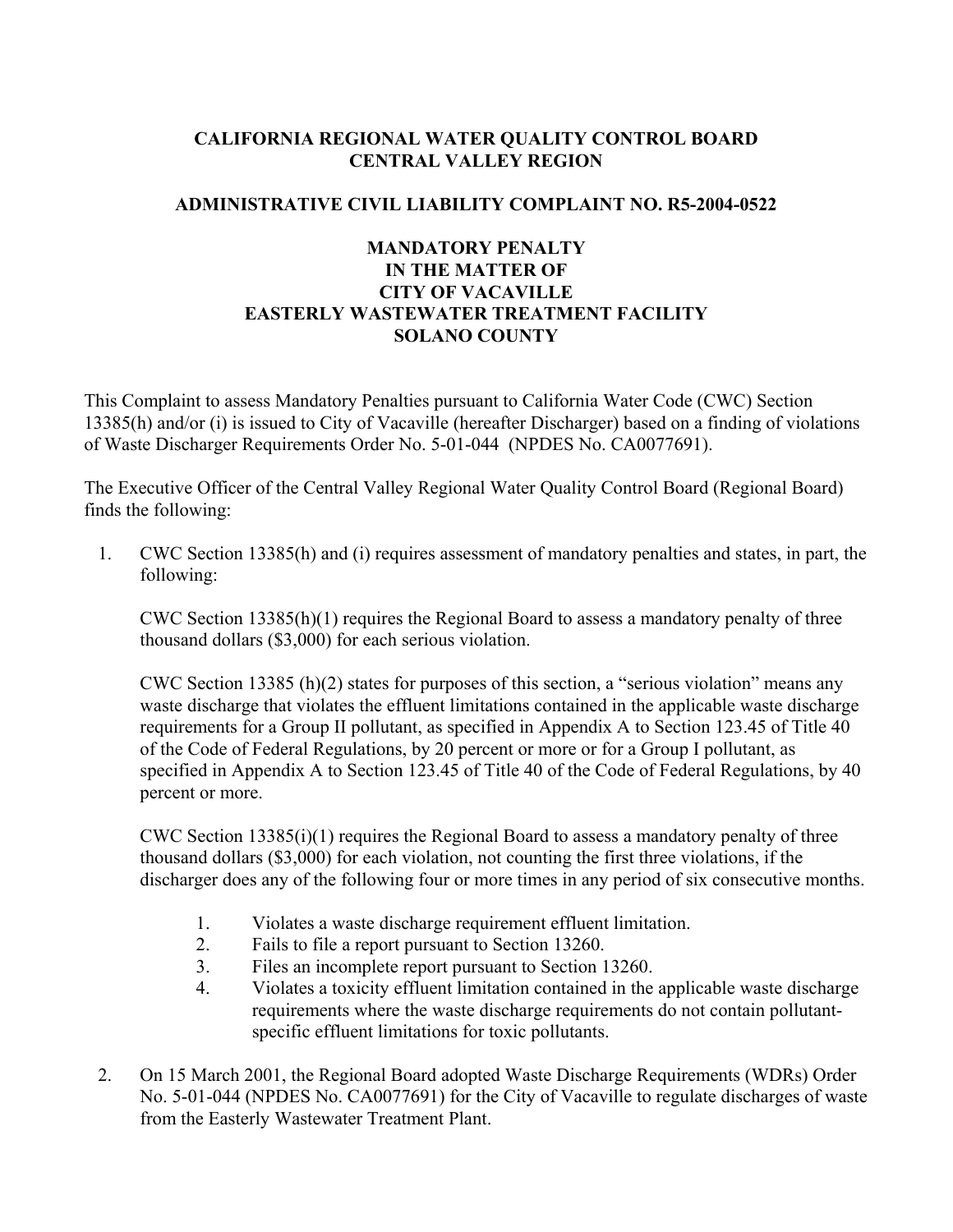**CALIFORNIA REGIONAL WATER QUALITY CONTROL BOARD**
**CENTRAL VALLEY REGION**

**ADMINISTRATIVE CIVIL LIABILITY COMPLAINT NO. R5-2004-0522**

**MANDATORY PENALTY**
**IN THE MATTER OF**
**CITY OF VACAVILLE**
**EASTERLY WASTEWATER TREATMENT FACILITY**
**SOLANO COUNTY**

This Complaint to assess Mandatory Penalties pursuant to California Water Code (CWC) Section 13385(h) and/or (i) is issued to City of Vacaville (hereafter Discharger) based on a finding of violations of Waste Discharger Requirements Order No. 5-01-044 (NPDES No. CA0077691).

The Executive Officer of the Central Valley Regional Water Quality Control Board (Regional Board) finds the following:

1. CWC Section 13385(h) and (i) requires assessment of mandatory penalties and states, in part, the following:

   CWC Section 13385(h)(1) requires the Regional Board to assess a mandatory penalty of three thousand dollars ($3,000) for each serious violation.

   CWC Section 13385 (h)(2) states for purposes of this section, a "serious violation" means any waste discharge that violates the effluent limitations contained in the applicable waste discharge requirements for a Group II pollutant, as specified in Appendix A to Section 123.45 of Title 40 of the Code of Federal Regulations, by 20 percent or more or for a Group I pollutant, as specified in Appendix A to Section 123.45 of Title 40 of the Code of Federal Regulations, by 40 percent or more.

   CWC Section 13385(i)(1) requires the Regional Board to assess a mandatory penalty of three thousand dollars ($3,000) for each violation, not counting the first three violations, if the discharger does any of the following four or more times in any period of six consecutive months.

   1. Violates a waste discharge requirement effluent limitation.
   2. Fails to file a report pursuant to Section 13260.
   3. Files an incomplete report pursuant to Section 13260.
   4. Violates a toxicity effluent limitation contained in the applicable waste discharge requirements where the waste discharge requirements do not contain pollutant-specific effluent limitations for toxic pollutants.

2. On 15 March 2001, the Regional Board adopted Waste Discharge Requirements (WDRs) Order No. 5-01-044 (NPDES No. CA0077691) for the City of Vacaville to regulate discharges of waste from the Easterly Wastewater Treatment Plant.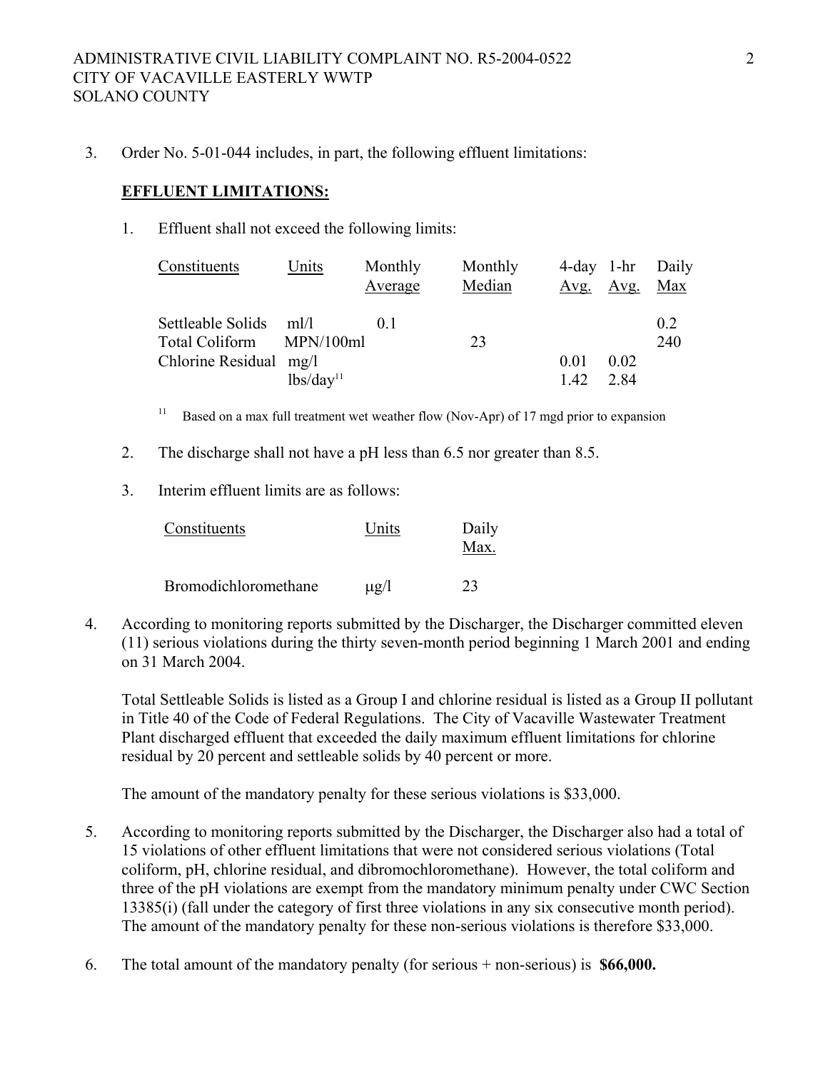3. Order No. 5-01-044 includes, in part, the following effluent limitations:

**EFFLUENT LIMITATIONS:**

1. Effluent shall not exceed the following limits:

| Constituents | Units | Monthly Average | Monthly Median | 4-day Avg. | 1-hr Avg. | Daily Max |
|---|---|---|---|---|---|---|
| Settleable Solids | ml/l | 0.1 | | | | 0.2 |
| Total Coliform | MPN/100ml | | 23 | | | 240 |
| Chlorine Residual | mg/l | | | 0.01 | 0.02 | |
| | lbs/day[11] | | | 1.42 | 2.84 | |

[11] Based on a max full treatment wet weather flow (Nov-Apr) of 17 mgd prior to expansion

2. The discharge shall not have a pH less than 6.5 nor greater than 8.5.

3. Interim effluent limits are as follows:

| Constituents | Units | Daily Max. |
|---|---|---|
| Bromodichloromethane | μg/l | 23 |

4. According to monitoring reports submitted by the Discharger, the Discharger committed eleven (11) serious violations during the thirty seven-month period beginning 1 March 2001 and ending on 31 March 2004.

   Total Settleable Solids is listed as a Group I and chlorine residual is listed as a Group II pollutant in Title 40 of the Code of Federal Regulations. The City of Vacaville Wastewater Treatment Plant discharged effluent that exceeded the daily maximum effluent limitations for chlorine residual by 20 percent and settleable solids by 40 percent or more.

   The amount of the mandatory penalty for these serious violations is $33,000.

5. According to monitoring reports submitted by the Discharger, the Discharger also had a total of 15 violations of other effluent limitations that were not considered serious violations (Total coliform, pH, chlorine residual, and dibromochloromethane). However, the total coliform and three of the pH violations are exempt from the mandatory minimum penalty under CWC Section 13385(i) (fall under the category of first three violations in any six consecutive month period). The amount of the mandatory penalty for these non-serious violations is therefore $33,000.

6. The total amount of the mandatory penalty (for serious + non-serious) is **$66,000.**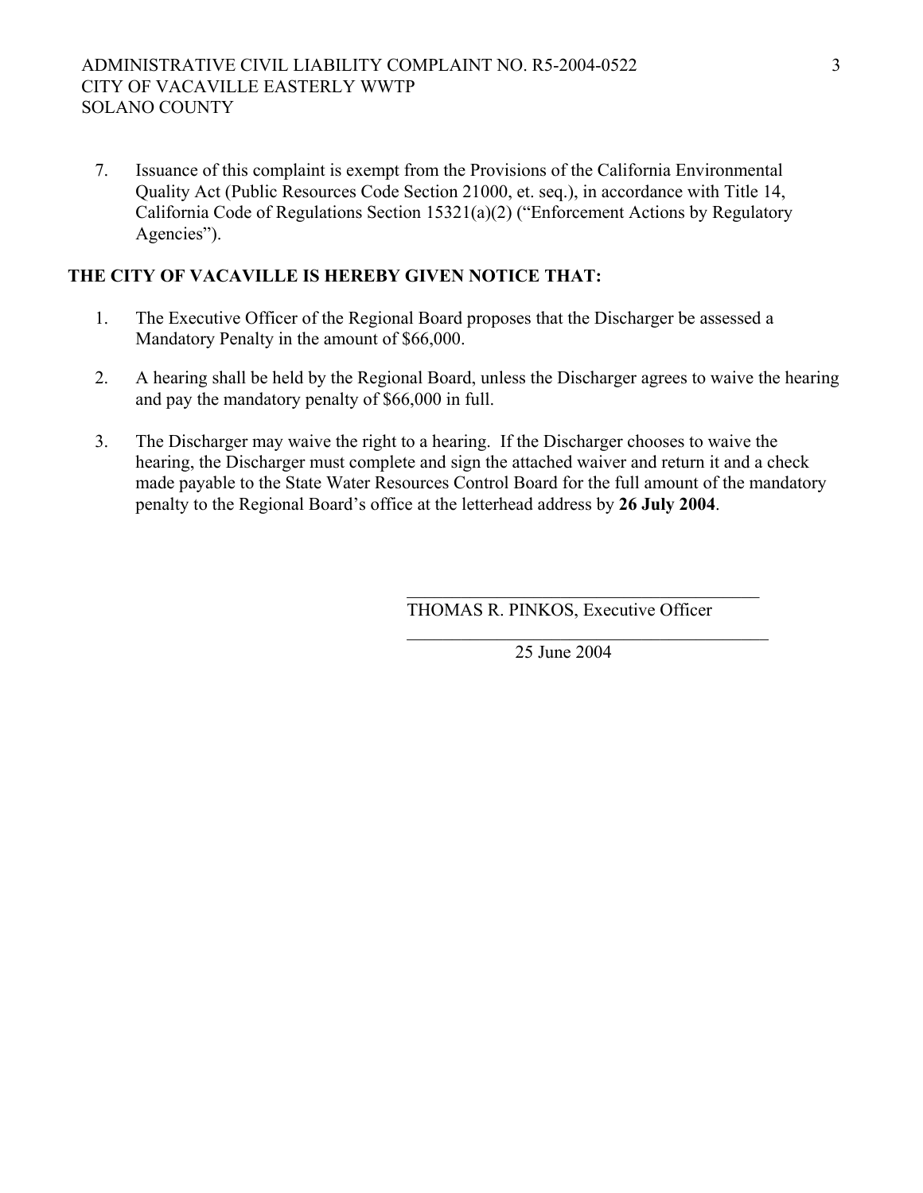7. Issuance of this complaint is exempt from the Provisions of the California Environmental Quality Act (Public Resources Code Section 21000, et. seq.), in accordance with Title 14, California Code of Regulations Section 15321(a)(2) ("Enforcement Actions by Regulatory Agencies").

**THE CITY OF VACAVILLE IS HEREBY GIVEN NOTICE THAT:**

1. The Executive Officer of the Regional Board proposes that the Discharger be assessed a Mandatory Penalty in the amount of $66,000.

2. A hearing shall be held by the Regional Board, unless the Discharger agrees to waive the hearing and pay the mandatory penalty of $66,000 in full.

3. The Discharger may waive the right to a hearing. If the Discharger chooses to waive the hearing, the Discharger must complete and sign the attached waiver and return it and a check made payable to the State Water Resources Control Board for the full amount of the mandatory penalty to the Regional Board's office at the letterhead address by **26 July 2004**.

\_\_\_\_\_\_\_\_\_\_\_\_\_\_\_\_\_\_\_\_\_\_\_\_\_\_\_\_\_\_\_\_\_\_\_\_\_\_\_\_

THOMAS R. PINKOS, Executive Officer

\_\_\_\_\_\_\_\_\_\_\_\_\_\_\_\_\_\_\_\_\_\_\_\_\_\_\_\_\_\_\_\_\_\_\_\_\_\_\_\_

25 June 2004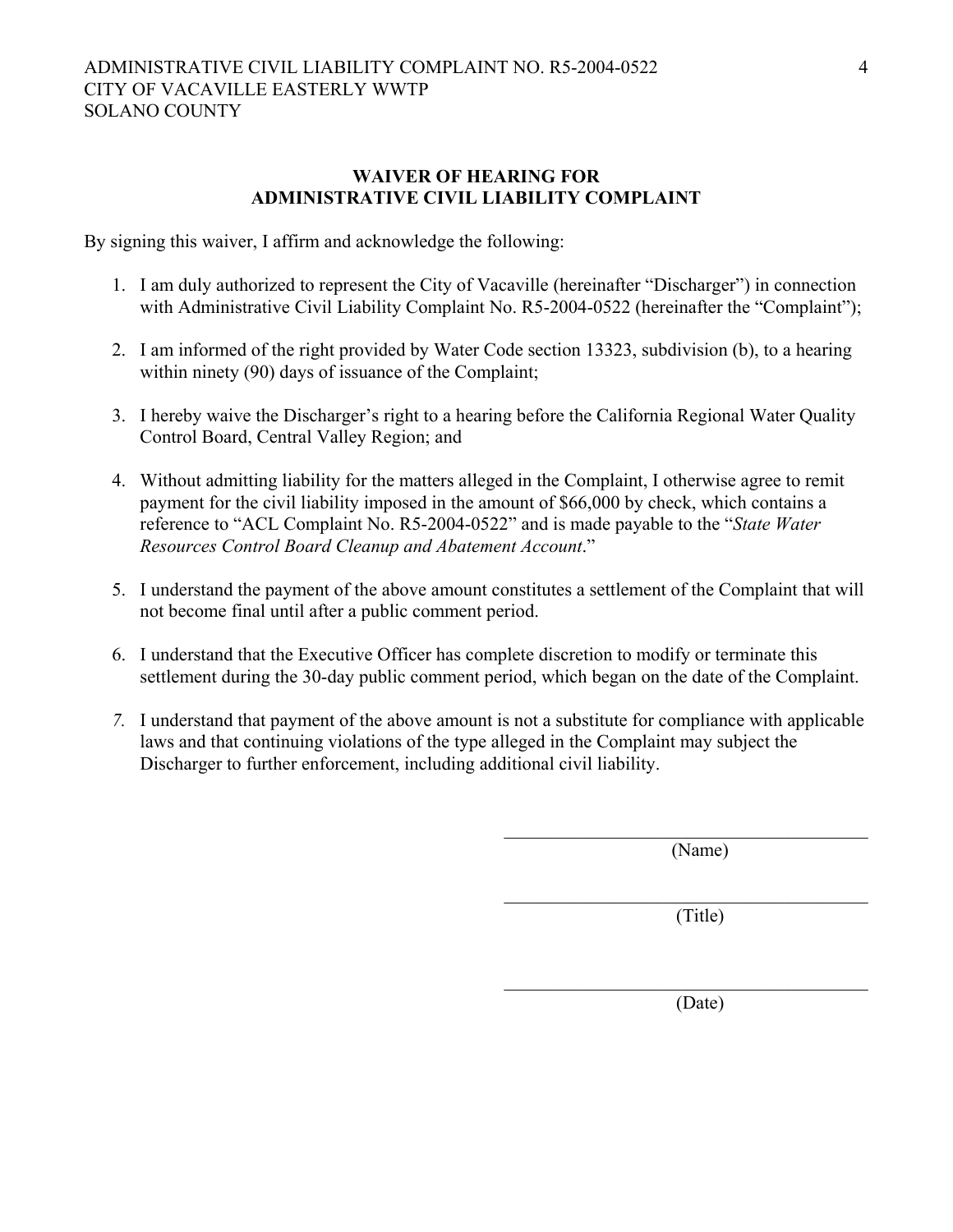**WAIVER OF HEARING FOR**
**ADMINISTRATIVE CIVIL LIABILITY COMPLAINT**

By signing this waiver, I affirm and acknowledge the following:

1. I am duly authorized to represent the City of Vacaville (hereinafter "Discharger") in connection with Administrative Civil Liability Complaint No. R5-2004-0522 (hereinafter the "Complaint");

2. I am informed of the right provided by Water Code section 13323, subdivision (b), to a hearing within ninety (90) days of issuance of the Complaint;

3. I hereby waive the Discharger's right to a hearing before the California Regional Water Quality Control Board, Central Valley Region; and

4. Without admitting liability for the matters alleged in the Complaint, I otherwise agree to remit payment for the civil liability imposed in the amount of $66,000 by check, which contains a reference to "ACL Complaint No. R5-2004-0522" and is made payable to the "*State Water Resources Control Board Cleanup and Abatement Account*."

5. I understand the payment of the above amount constitutes a settlement of the Complaint that will not become final until after a public comment period.

6. I understand that the Executive Officer has complete discretion to modify or terminate this settlement during the 30-day public comment period, which began on the date of the Complaint.

7. I understand that payment of the above amount is not a substitute for compliance with applicable laws and that continuing violations of the type alleged in the Complaint may subject the Discharger to further enforcement, including additional civil liability.

\_\_\_\_\_\_\_\_\_\_\_\_\_\_\_\_\_\_\_\_\_\_\_\_\_\_\_\_\_\_\_\_\_\_\_\_\_\_\_\_
(Name)

\_\_\_\_\_\_\_\_\_\_\_\_\_\_\_\_\_\_\_\_\_\_\_\_\_\_\_\_\_\_\_\_\_\_\_\_\_\_\_\_
(Title)

\_\_\_\_\_\_\_\_\_\_\_\_\_\_\_\_\_\_\_\_\_\_\_\_\_\_\_\_\_\_\_\_\_\_\_\_\_\_\_\_
(Date)